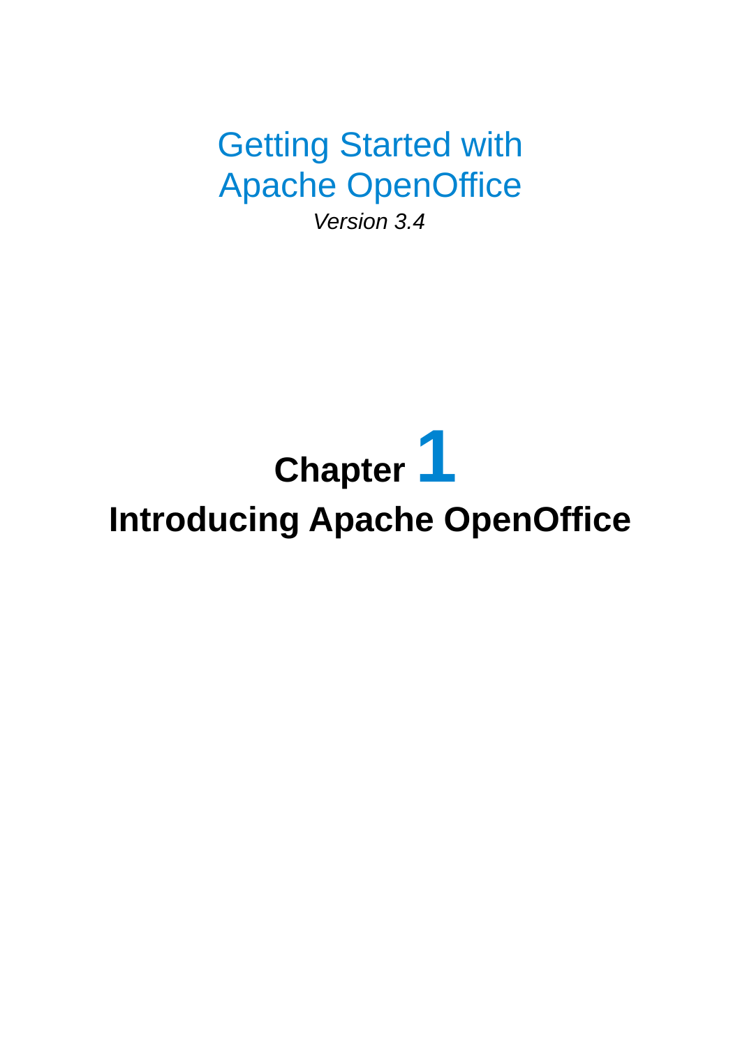Getting Started with
Apache OpenOffice

*Version 3.4*

# Chapter 1

# Introducing Apache OpenOffice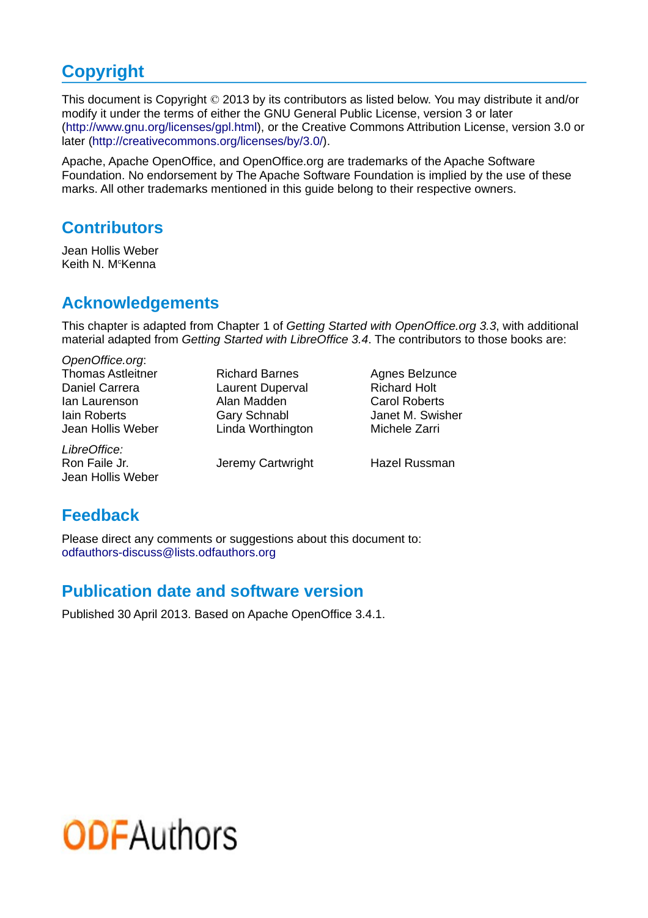## Copyright

This document is Copyright © 2013 by its contributors as listed below. You may distribute it and/or modify it under the terms of either the GNU General Public License, version 3 or later (http://www.gnu.org/licenses/gpl.html), or the Creative Commons Attribution License, version 3.0 or later (http://creativecommons.org/licenses/by/3.0/).

Apache, Apache OpenOffice, and OpenOffice.org are trademarks of the Apache Software Foundation. No endorsement by The Apache Software Foundation is implied by the use of these marks. All other trademarks mentioned in this guide belong to their respective owners.

## Contributors

Jean Hollis Weber
Keith N. McKenna

## Acknowledgements

This chapter is adapted from Chapter 1 of *Getting Started with OpenOffice.org 3.3*, with additional material adapted from *Getting Started with LibreOffice 3.4*. The contributors to those books are:

*OpenOffice.org*:

| | | |
|---|---|---|
| Thomas Astleitner | Richard Barnes | Agnes Belzunce |
| Daniel Carrera | Laurent Duperval | Richard Holt |
| Ian Laurenson | Alan Madden | Carol Roberts |
| Iain Roberts | Gary Schnabl | Janet M. Swisher |
| Jean Hollis Weber | Linda Worthington | Michele Zarri |

*LibreOffice:*

| | | |
|---|---|---|
| Ron Faile Jr. | Jeremy Cartwright | Hazel Russman |
| Jean Hollis Weber | | |

## Feedback

Please direct any comments or suggestions about this document to:
odfauthors-discuss@lists.odfauthors.org

## Publication date and software version

Published 30 April 2013. Based on Apache OpenOffice 3.4.1.

ODFAuthors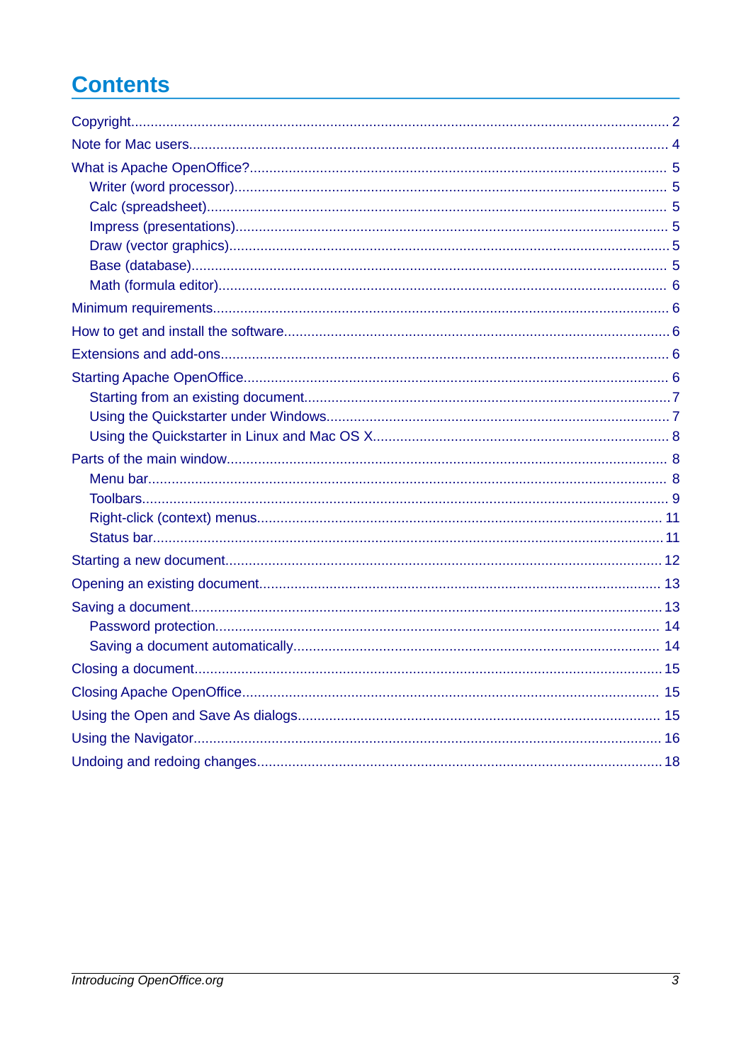# Contents

- Copyright 2
- Note for Mac users 4
- What is Apache OpenOffice? 5
  - Writer (word processor) 5
  - Calc (spreadsheet) 5
  - Impress (presentations) 5
  - Draw (vector graphics) 5
  - Base (database) 5
  - Math (formula editor) 6
- Minimum requirements 6
- How to get and install the software 6
- Extensions and add-ons 6
- Starting Apache OpenOffice 6
  - Starting from an existing document 7
  - Using the Quickstarter under Windows 7
  - Using the Quickstarter in Linux and Mac OS X 8
- Parts of the main window 8
  - Menu bar 8
  - Toolbars 9
  - Right-click (context) menus 11
  - Status bar 11
- Starting a new document 12
- Opening an existing document 13
- Saving a document 13
  - Password protection 14
  - Saving a document automatically 14
- Closing a document 15
- Closing Apache OpenOffice 15
- Using the Open and Save As dialogs 15
- Using the Navigator 16
- Undoing and redoing changes 18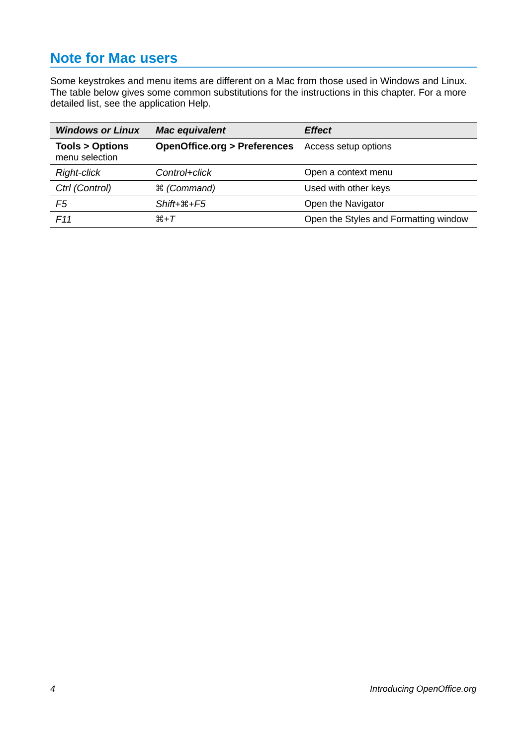## Note for Mac users

Some keystrokes and menu items are different on a Mac from those used in Windows and Linux. The table below gives some common substitutions for the instructions in this chapter. For a more detailed list, see the application Help.

| ***Windows or Linux*** | ***Mac equivalent*** | ***Effect*** |
|---|---|---|
| **Tools > Options** menu selection | **OpenOffice.org > Preferences** | Access setup options |
| *Right-click* | *Control+click* | Open a context menu |
| *Ctrl (Control)* | *⌘ (Command)* | Used with other keys |
| *F5* | *Shift+⌘+F5* | Open the Navigator |
| *F11* | *⌘+T* | Open the Styles and Formatting window |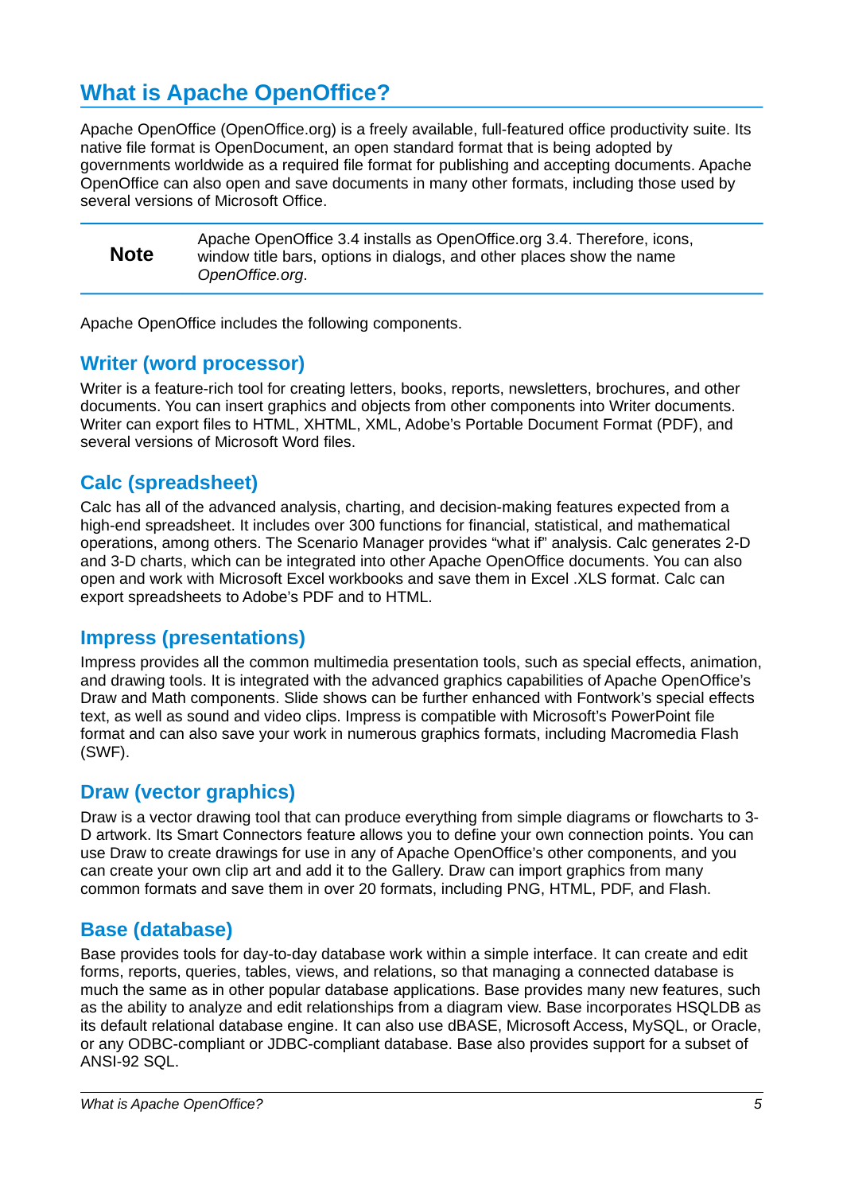# What is Apache OpenOffice?

Apache OpenOffice (OpenOffice.org) is a freely available, full-featured office productivity suite. Its native file format is OpenDocument, an open standard format that is being adopted by governments worldwide as a required file format for publishing and accepting documents. Apache OpenOffice can also open and save documents in many other formats, including those used by several versions of Microsoft Office.

| **Note** | Apache OpenOffice 3.4 installs as OpenOffice.org 3.4. Therefore, icons, window title bars, options in dialogs, and other places show the name *OpenOffice.org*. |
| --- | --- |

Apache OpenOffice includes the following components.

## Writer (word processor)

Writer is a feature-rich tool for creating letters, books, reports, newsletters, brochures, and other documents. You can insert graphics and objects from other components into Writer documents. Writer can export files to HTML, XHTML, XML, Adobe's Portable Document Format (PDF), and several versions of Microsoft Word files.

## Calc (spreadsheet)

Calc has all of the advanced analysis, charting, and decision-making features expected from a high-end spreadsheet. It includes over 300 functions for financial, statistical, and mathematical operations, among others. The Scenario Manager provides "what if" analysis. Calc generates 2-D and 3-D charts, which can be integrated into other Apache OpenOffice documents. You can also open and work with Microsoft Excel workbooks and save them in Excel .XLS format. Calc can export spreadsheets to Adobe's PDF and to HTML.

## Impress (presentations)

Impress provides all the common multimedia presentation tools, such as special effects, animation, and drawing tools. It is integrated with the advanced graphics capabilities of Apache OpenOffice's Draw and Math components. Slide shows can be further enhanced with Fontwork's special effects text, as well as sound and video clips. Impress is compatible with Microsoft's PowerPoint file format and can also save your work in numerous graphics formats, including Macromedia Flash (SWF).

## Draw (vector graphics)

Draw is a vector drawing tool that can produce everything from simple diagrams or flowcharts to 3-D artwork. Its Smart Connectors feature allows you to define your own connection points. You can use Draw to create drawings for use in any of Apache OpenOffice's other components, and you can create your own clip art and add it to the Gallery. Draw can import graphics from many common formats and save them in over 20 formats, including PNG, HTML, PDF, and Flash.

## Base (database)

Base provides tools for day-to-day database work within a simple interface. It can create and edit forms, reports, queries, tables, views, and relations, so that managing a connected database is much the same as in other popular database applications. Base provides many new features, such as the ability to analyze and edit relationships from a diagram view. Base incorporates HSQLDB as its default relational database engine. It can also use dBASE, Microsoft Access, MySQL, or Oracle, or any ODBC-compliant or JDBC-compliant database. Base also provides support for a subset of ANSI-92 SQL.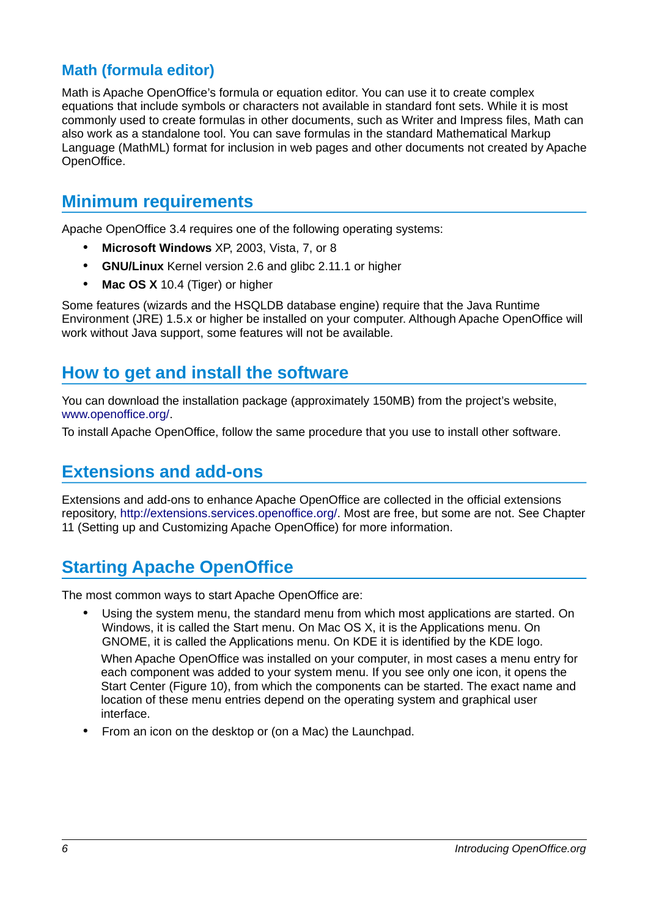### Math (formula editor)

Math is Apache OpenOffice's formula or equation editor. You can use it to create complex equations that include symbols or characters not available in standard font sets. While it is most commonly used to create formulas in other documents, such as Writer and Impress files, Math can also work as a standalone tool. You can save formulas in the standard Mathematical Markup Language (MathML) format for inclusion in web pages and other documents not created by Apache OpenOffice.

## Minimum requirements

Apache OpenOffice 3.4 requires one of the following operating systems:

- **Microsoft Windows** XP, 2003, Vista, 7, or 8
- **GNU/Linux** Kernel version 2.6 and glibc 2.11.1 or higher
- **Mac OS X** 10.4 (Tiger) or higher

Some features (wizards and the HSQLDB database engine) require that the Java Runtime Environment (JRE) 1.5.x or higher be installed on your computer. Although Apache OpenOffice will work without Java support, some features will not be available.

## How to get and install the software

You can download the installation package (approximately 150MB) from the project's website, www.openoffice.org/.

To install Apache OpenOffice, follow the same procedure that you use to install other software.

## Extensions and add-ons

Extensions and add-ons to enhance Apache OpenOffice are collected in the official extensions repository, http://extensions.services.openoffice.org/. Most are free, but some are not. See Chapter 11 (Setting up and Customizing Apache OpenOffice) for more information.

## Starting Apache OpenOffice

The most common ways to start Apache OpenOffice are:

- Using the system menu, the standard menu from which most applications are started. On Windows, it is called the Start menu. On Mac OS X, it is the Applications menu. On GNOME, it is called the Applications menu. On KDE it is identified by the KDE logo.

  When Apache OpenOffice was installed on your computer, in most cases a menu entry for each component was added to your system menu. If you see only one icon, it opens the Start Center (Figure 10), from which the components can be started. The exact name and location of these menu entries depend on the operating system and graphical user interface.

- From an icon on the desktop or (on a Mac) the Launchpad.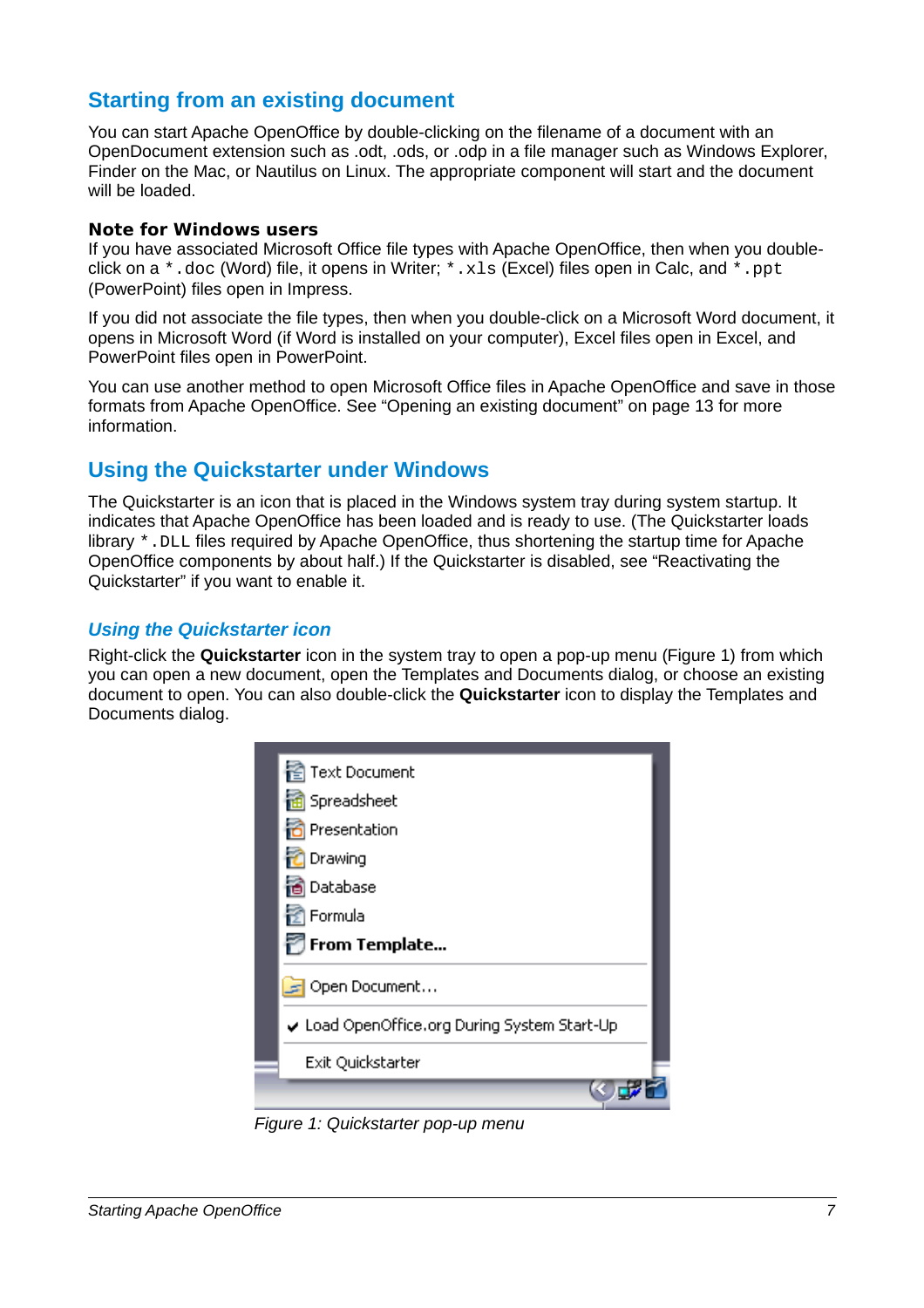## Starting from an existing document

You can start Apache OpenOffice by double-clicking on the filename of a document with an OpenDocument extension such as .odt, .ods, or .odp in a file manager such as Windows Explorer, Finder on the Mac, or Nautilus on Linux. The appropriate component will start and the document will be loaded.

**Note for Windows users**

If you have associated Microsoft Office file types with Apache OpenOffice, then when you double-click on a `*.doc` (Word) file, it opens in Writer; `*.xls` (Excel) files open in Calc, and `*.ppt` (PowerPoint) files open in Impress.

If you did not associate the file types, then when you double-click on a Microsoft Word document, it opens in Microsoft Word (if Word is installed on your computer), Excel files open in Excel, and PowerPoint files open in PowerPoint.

You can use another method to open Microsoft Office files in Apache OpenOffice and save in those formats from Apache OpenOffice. See "Opening an existing document" on page 13 for more information.

## Using the Quickstarter under Windows

The Quickstarter is an icon that is placed in the Windows system tray during system startup. It indicates that Apache OpenOffice has been loaded and is ready to use. (The Quickstarter loads library `*.DLL` files required by Apache OpenOffice, thus shortening the startup time for Apache OpenOffice components by about half.) If the Quickstarter is disabled, see "Reactivating the Quickstarter" if you want to enable it.

### *Using the Quickstarter icon*

Right-click the **Quickstarter** icon in the system tray to open a pop-up menu (Figure 1) from which you can open a new document, open the Templates and Documents dialog, or choose an existing document to open. You can also double-click the **Quickstarter** icon to display the Templates and Documents dialog.

*Figure 1: Quickstarter pop-up menu*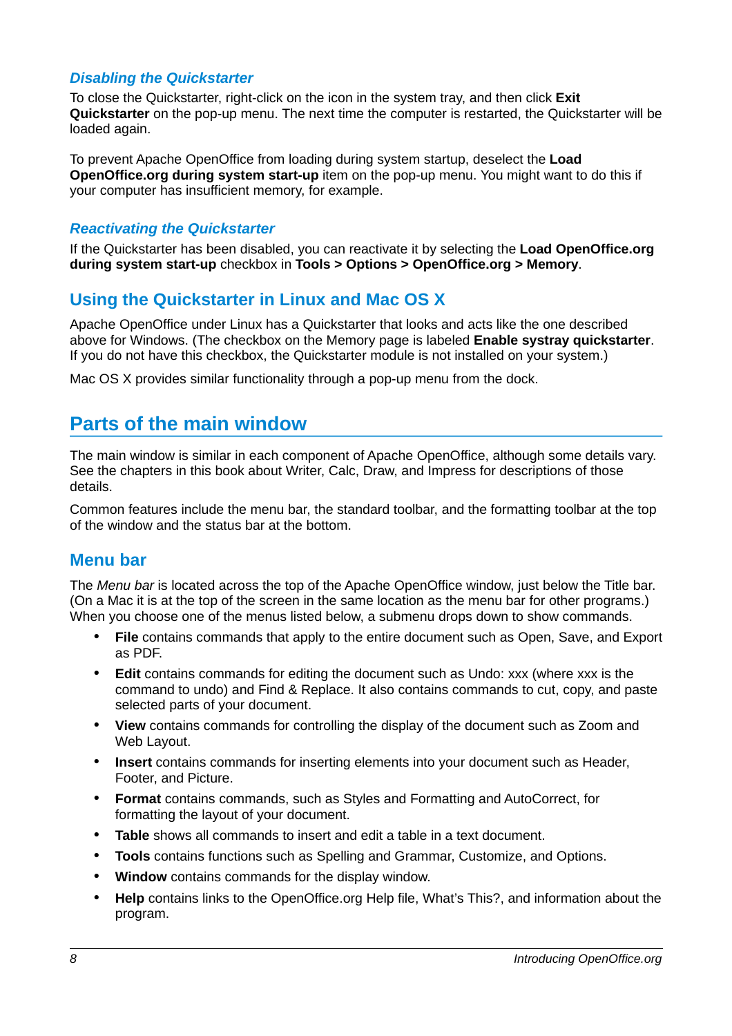### *Disabling the Quickstarter*

To close the Quickstarter, right-click on the icon in the system tray, and then click **Exit Quickstarter** on the pop-up menu. The next time the computer is restarted, the Quickstarter will be loaded again.

To prevent Apache OpenOffice from loading during system startup, deselect the **Load OpenOffice.org during system start-up** item on the pop-up menu. You might want to do this if your computer has insufficient memory, for example.

### *Reactivating the Quickstarter*

If the Quickstarter has been disabled, you can reactivate it by selecting the **Load OpenOffice.org during system start-up** checkbox in **Tools > Options > OpenOffice.org > Memory**.

## Using the Quickstarter in Linux and Mac OS X

Apache OpenOffice under Linux has a Quickstarter that looks and acts like the one described above for Windows. (The checkbox on the Memory page is labeled **Enable systray quickstarter**. If you do not have this checkbox, the Quickstarter module is not installed on your system.)

Mac OS X provides similar functionality through a pop-up menu from the dock.

# Parts of the main window

The main window is similar in each component of Apache OpenOffice, although some details vary. See the chapters in this book about Writer, Calc, Draw, and Impress for descriptions of those details.

Common features include the menu bar, the standard toolbar, and the formatting toolbar at the top of the window and the status bar at the bottom.

## Menu bar

The *Menu bar* is located across the top of the Apache OpenOffice window, just below the Title bar. (On a Mac it is at the top of the screen in the same location as the menu bar for other programs.) When you choose one of the menus listed below, a submenu drops down to show commands.

- **File** contains commands that apply to the entire document such as Open, Save, and Export as PDF.
- **Edit** contains commands for editing the document such as Undo: xxx (where xxx is the command to undo) and Find & Replace. It also contains commands to cut, copy, and paste selected parts of your document.
- **View** contains commands for controlling the display of the document such as Zoom and Web Layout.
- **Insert** contains commands for inserting elements into your document such as Header, Footer, and Picture.
- **Format** contains commands, such as Styles and Formatting and AutoCorrect, for formatting the layout of your document.
- **Table** shows all commands to insert and edit a table in a text document.
- **Tools** contains functions such as Spelling and Grammar, Customize, and Options.
- **Window** contains commands for the display window.
- **Help** contains links to the OpenOffice.org Help file, What's This?, and information about the program.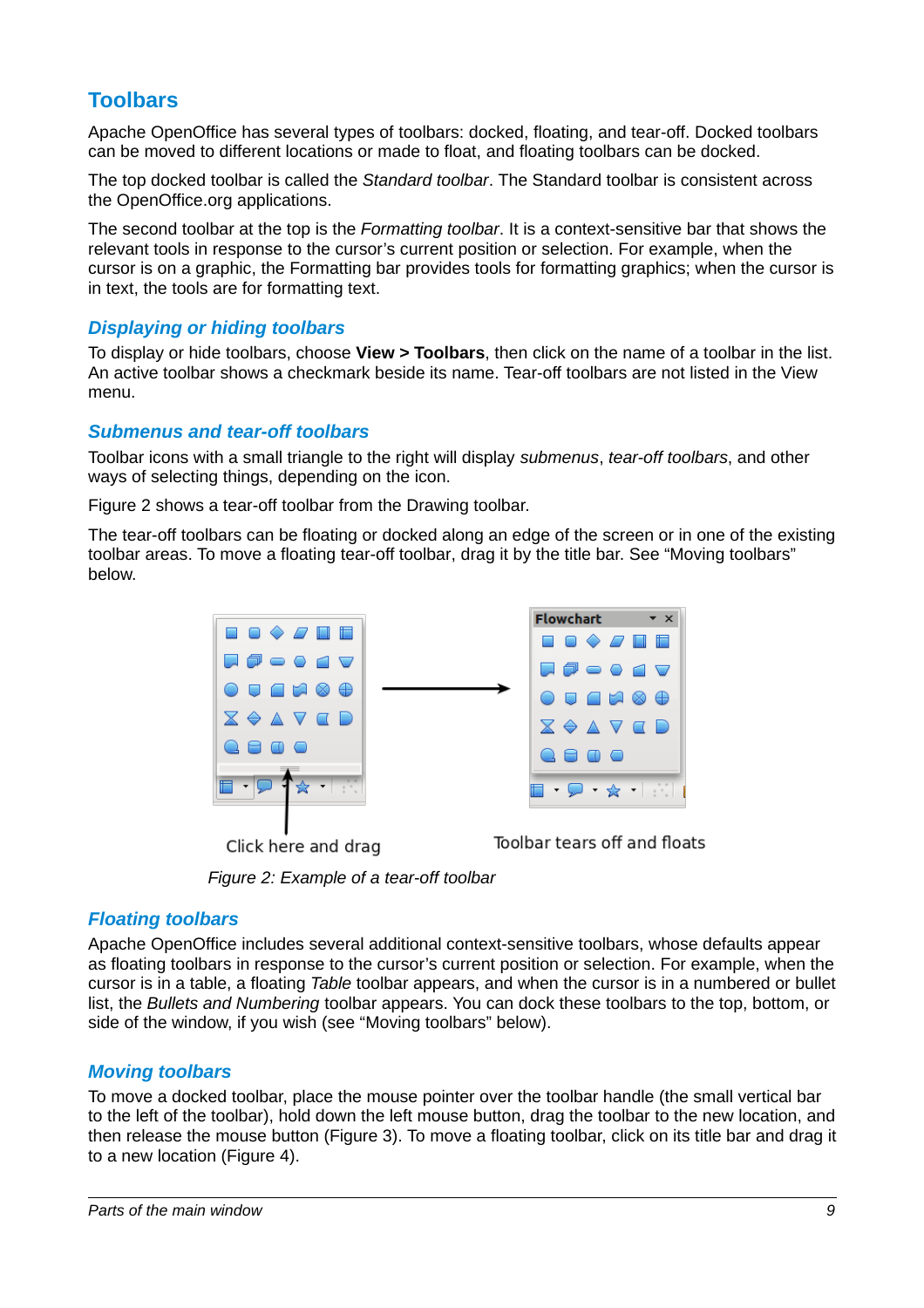## Toolbars

Apache OpenOffice has several types of toolbars: docked, floating, and tear-off. Docked toolbars can be moved to different locations or made to float, and floating toolbars can be docked.

The top docked toolbar is called the *Standard toolbar*. The Standard toolbar is consistent across the OpenOffice.org applications.

The second toolbar at the top is the *Formatting toolbar*. It is a context-sensitive bar that shows the relevant tools in response to the cursor's current position or selection. For example, when the cursor is on a graphic, the Formatting bar provides tools for formatting graphics; when the cursor is in text, the tools are for formatting text.

### Displaying or hiding toolbars

To display or hide toolbars, choose **View > Toolbars**, then click on the name of a toolbar in the list. An active toolbar shows a checkmark beside its name. Tear-off toolbars are not listed in the View menu.

### Submenus and tear-off toolbars

Toolbar icons with a small triangle to the right will display *submenus*, *tear-off toolbars*, and other ways of selecting things, depending on the icon.

Figure 2 shows a tear-off toolbar from the Drawing toolbar.

The tear-off toolbars can be floating or docked along an edge of the screen or in one of the existing toolbar areas. To move a floating tear-off toolbar, drag it by the title bar. See "Moving toolbars" below.

Click here and drag

Toolbar tears off and floats

*Figure 2: Example of a tear-off toolbar*

### Floating toolbars

Apache OpenOffice includes several additional context-sensitive toolbars, whose defaults appear as floating toolbars in response to the cursor's current position or selection. For example, when the cursor is in a table, a floating *Table* toolbar appears, and when the cursor is in a numbered or bullet list, the *Bullets and Numbering* toolbar appears. You can dock these toolbars to the top, bottom, or side of the window, if you wish (see "Moving toolbars" below).

### Moving toolbars

To move a docked toolbar, place the mouse pointer over the toolbar handle (the small vertical bar to the left of the toolbar), hold down the left mouse button, drag the toolbar to the new location, and then release the mouse button (Figure 3). To move a floating toolbar, click on its title bar and drag it to a new location (Figure 4).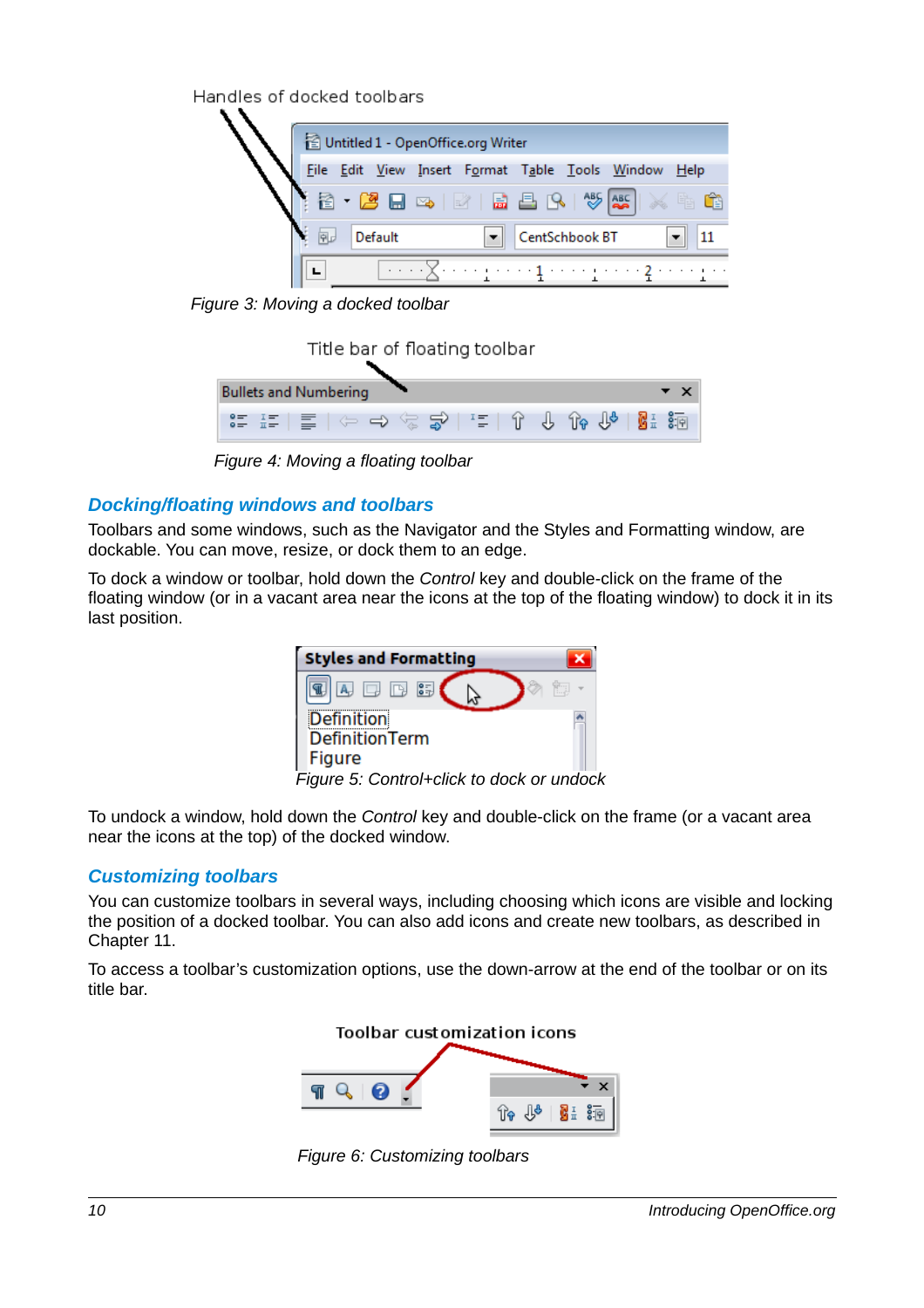Figure 3: Moving a docked toolbar

Figure 4: Moving a floating toolbar

### Docking/floating windows and toolbars

Toolbars and some windows, such as the Navigator and the Styles and Formatting window, are dockable. You can move, resize, or dock them to an edge.

To dock a window or toolbar, hold down the *Control* key and double-click on the frame of the floating window (or in a vacant area near the icons at the top of the floating window) to dock it in its last position.

Figure 5: Control+click to dock or undock

To undock a window, hold down the *Control* key and double-click on the frame (or a vacant area near the icons at the top) of the docked window.

### Customizing toolbars

You can customize toolbars in several ways, including choosing which icons are visible and locking the position of a docked toolbar. You can also add icons and create new toolbars, as described in Chapter 11.

To access a toolbar's customization options, use the down-arrow at the end of the toolbar or on its title bar.

Figure 6: Customizing toolbars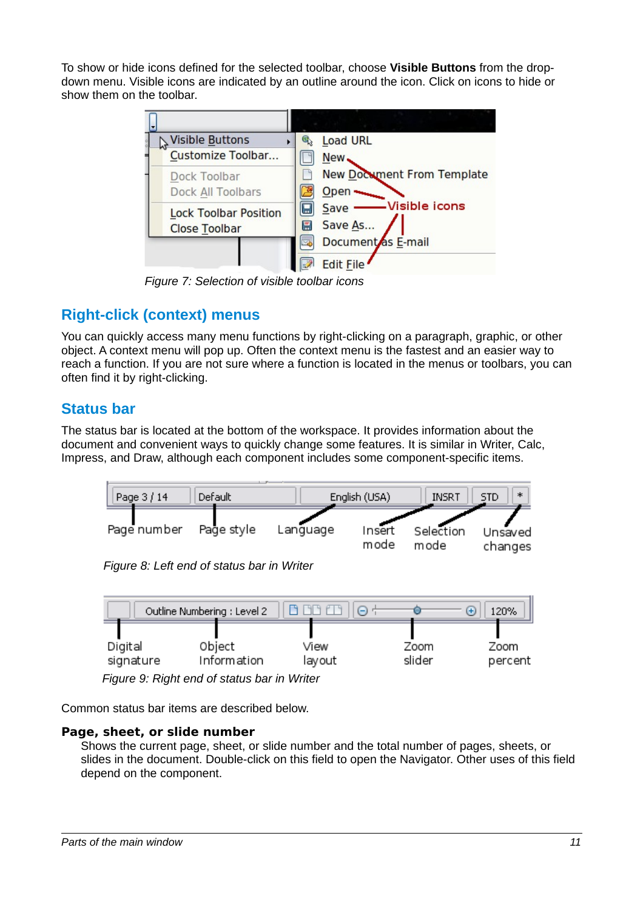To show or hide icons defined for the selected toolbar, choose **Visible Buttons** from the drop-down menu. Visible icons are indicated by an outline around the icon. Click on icons to hide or show them on the toolbar.

*Figure 7: Selection of visible toolbar icons*

## Right-click (context) menus

You can quickly access many menu functions by right-clicking on a paragraph, graphic, or other object. A context menu will pop up. Often the context menu is the fastest and an easier way to reach a function. If you are not sure where a function is located in the menus or toolbars, you can often find it by right-clicking.

## Status bar

The status bar is located at the bottom of the workspace. It provides information about the document and convenient ways to quickly change some features. It is similar in Writer, Calc, Impress, and Draw, although each component includes some component-specific items.

*Figure 8: Left end of status bar in Writer*

*Figure 9: Right end of status bar in Writer*

Common status bar items are described below.

**Page, sheet, or slide number**

Shows the current page, sheet, or slide number and the total number of pages, sheets, or slides in the document. Double-click on this field to open the Navigator. Other uses of this field depend on the component.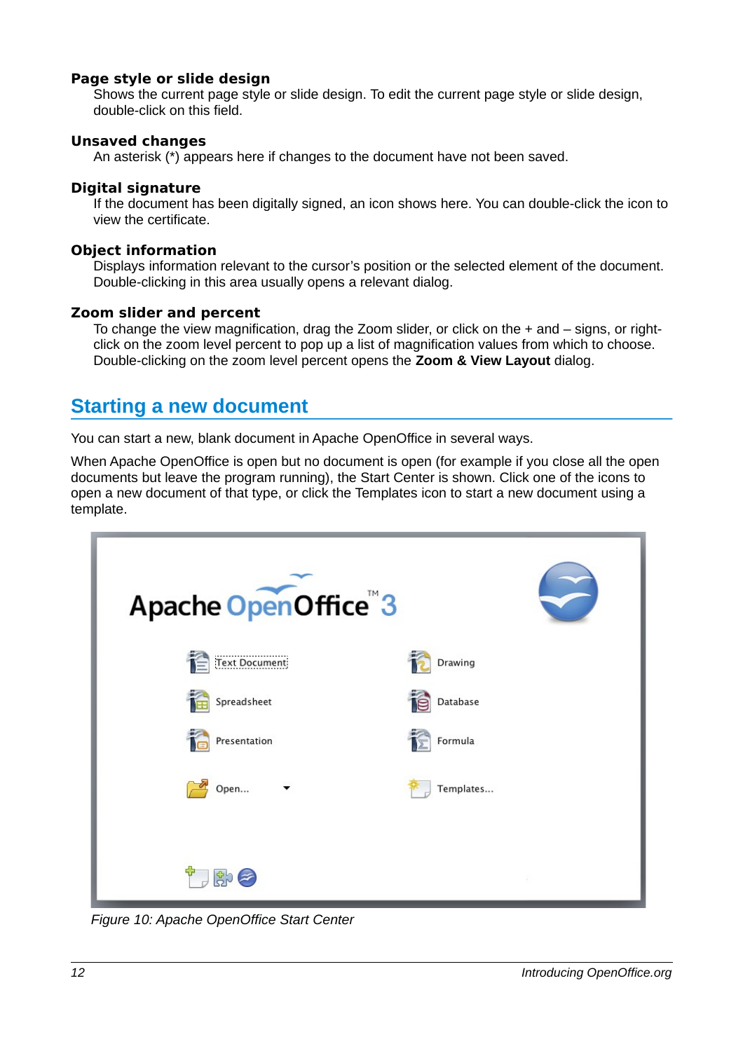**Page style or slide design**

Shows the current page style or slide design. To edit the current page style or slide design, double-click on this field.

**Unsaved changes**

An asterisk (*) appears here if changes to the document have not been saved.

**Digital signature**

If the document has been digitally signed, an icon shows here. You can double-click the icon to view the certificate.

**Object information**

Displays information relevant to the cursor's position or the selected element of the document. Double-clicking in this area usually opens a relevant dialog.

**Zoom slider and percent**

To change the view magnification, drag the Zoom slider, or click on the + and – signs, or right-click on the zoom level percent to pop up a list of magnification values from which to choose. Double-clicking on the zoom level percent opens the **Zoom & View Layout** dialog.

## Starting a new document

You can start a new, blank document in Apache OpenOffice in several ways.

When Apache OpenOffice is open but no document is open (for example if you close all the open documents but leave the program running), the Start Center is shown. Click one of the icons to open a new document of that type, or click the Templates icon to start a new document using a template.

*Figure 10: Apache OpenOffice Start Center*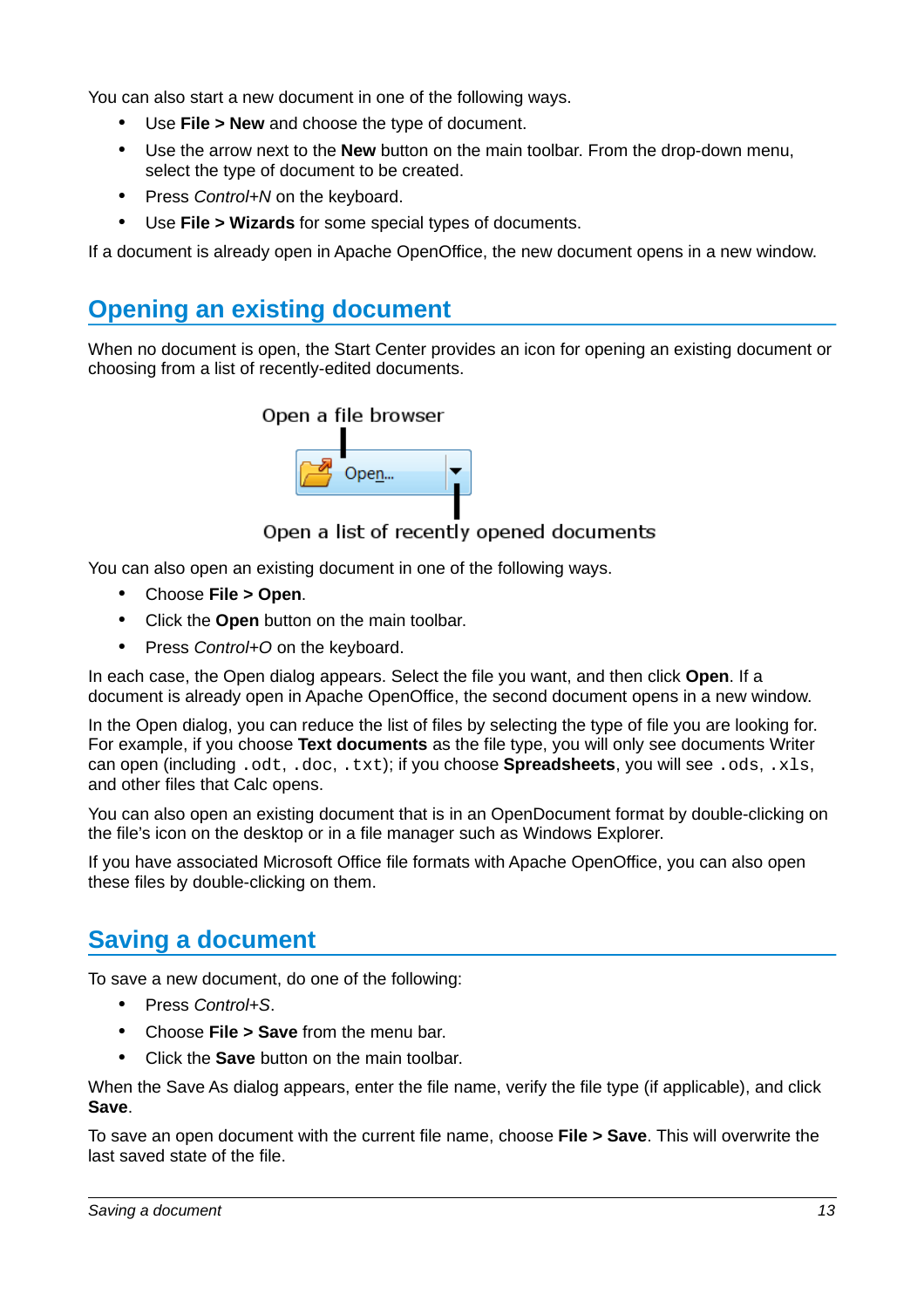You can also start a new document in one of the following ways.

- Use **File > New** and choose the type of document.
- Use the arrow next to the **New** button on the main toolbar. From the drop-down menu, select the type of document to be created.
- Press *Control+N* on the keyboard.
- Use **File > Wizards** for some special types of documents.

If a document is already open in Apache OpenOffice, the new document opens in a new window.

## Opening an existing document

When no document is open, the Start Center provides an icon for opening an existing document or choosing from a list of recently-edited documents.

Open a file browser

Open...

Open a list of recently opened documents

You can also open an existing document in one of the following ways.

- Choose **File > Open**.
- Click the **Open** button on the main toolbar.
- Press *Control+O* on the keyboard.

In each case, the Open dialog appears. Select the file you want, and then click **Open**. If a document is already open in Apache OpenOffice, the second document opens in a new window.

In the Open dialog, you can reduce the list of files by selecting the type of file you are looking for. For example, if you choose **Text documents** as the file type, you will only see documents Writer can open (including `.odt`, `.doc`, `.txt`); if you choose **Spreadsheets**, you will see `.ods`, `.xls`, and other files that Calc opens.

You can also open an existing document that is in an OpenDocument format by double-clicking on the file's icon on the desktop or in a file manager such as Windows Explorer.

If you have associated Microsoft Office file formats with Apache OpenOffice, you can also open these files by double-clicking on them.

## Saving a document

To save a new document, do one of the following:

- Press *Control+S*.
- Choose **File > Save** from the menu bar.
- Click the **Save** button on the main toolbar.

When the Save As dialog appears, enter the file name, verify the file type (if applicable), and click **Save**.

To save an open document with the current file name, choose **File > Save**. This will overwrite the last saved state of the file.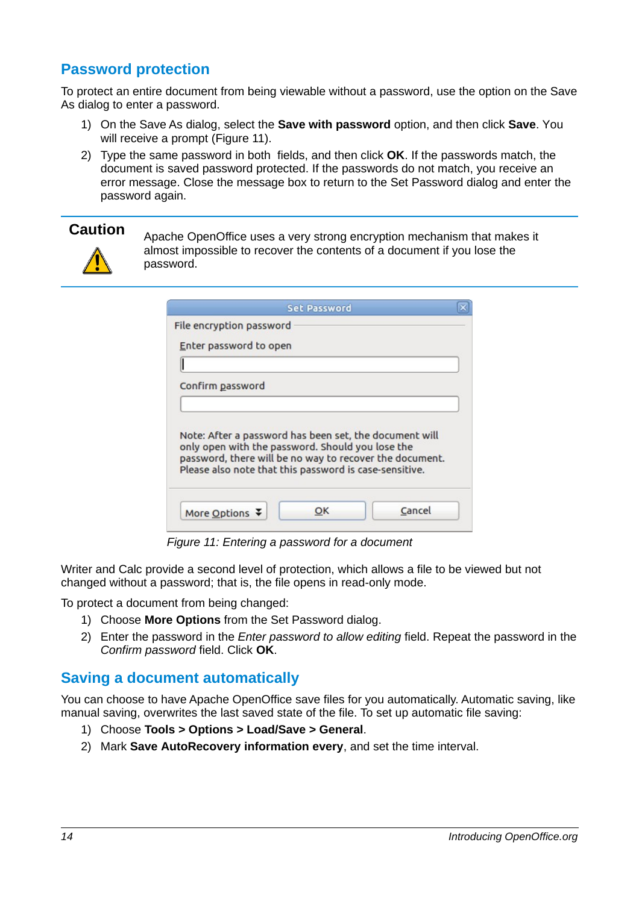## Password protection

To protect an entire document from being viewable without a password, use the option on the Save As dialog to enter a password.

1) On the Save As dialog, select the **Save with password** option, and then click **Save**. You will receive a prompt (Figure 11).
2) Type the same password in both fields, and then click **OK**. If the passwords match, the document is saved password protected. If the passwords do not match, you receive an error message. Close the message box to return to the Set Password dialog and enter the password again.

**Caution**

Apache OpenOffice uses a very strong encryption mechanism that makes it almost impossible to recover the contents of a document if you lose the password.

*Figure 11: Entering a password for a document*

Writer and Calc provide a second level of protection, which allows a file to be viewed but not changed without a password; that is, the file opens in read-only mode.

To protect a document from being changed:

1) Choose **More Options** from the Set Password dialog.
2) Enter the password in the *Enter password to allow editing* field. Repeat the password in the *Confirm password* field. Click **OK**.

## Saving a document automatically

You can choose to have Apache OpenOffice save files for you automatically. Automatic saving, like manual saving, overwrites the last saved state of the file. To set up automatic file saving:

1) Choose **Tools > Options > Load/Save > General**.
2) Mark **Save AutoRecovery information every**, and set the time interval.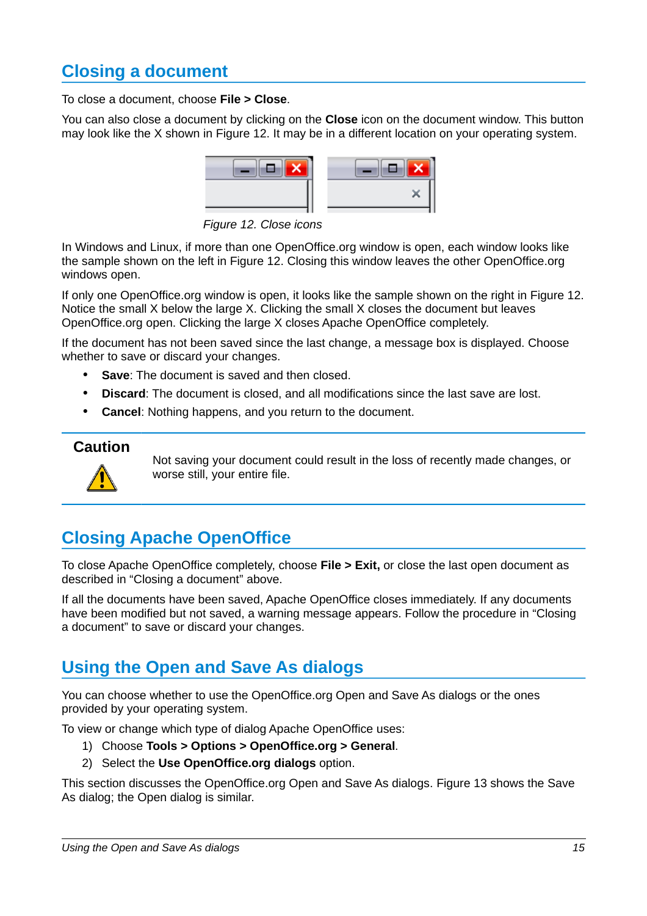## Closing a document

To close a document, choose **File > Close**.

You can also close a document by clicking on the **Close** icon on the document window. This button may look like the X shown in Figure 12. It may be in a different location on your operating system.

*Figure 12. Close icons*

In Windows and Linux, if more than one OpenOffice.org window is open, each window looks like the sample shown on the left in Figure 12. Closing this window leaves the other OpenOffice.org windows open.

If only one OpenOffice.org window is open, it looks like the sample shown on the right in Figure 12. Notice the small X below the large X. Clicking the small X closes the document but leaves OpenOffice.org open. Clicking the large X closes Apache OpenOffice completely.

If the document has not been saved since the last change, a message box is displayed. Choose whether to save or discard your changes.

- **Save**: The document is saved and then closed.
- **Discard**: The document is closed, and all modifications since the last save are lost.
- **Cancel**: Nothing happens, and you return to the document.

**Caution**

Not saving your document could result in the loss of recently made changes, or worse still, your entire file.

## Closing Apache OpenOffice

To close Apache OpenOffice completely, choose **File > Exit,** or close the last open document as described in “Closing a document” above.

If all the documents have been saved, Apache OpenOffice closes immediately. If any documents have been modified but not saved, a warning message appears. Follow the procedure in “Closing a document” to save or discard your changes.

## Using the Open and Save As dialogs

You can choose whether to use the OpenOffice.org Open and Save As dialogs or the ones provided by your operating system.

To view or change which type of dialog Apache OpenOffice uses:

1) Choose **Tools > Options > OpenOffice.org > General**.
2) Select the **Use OpenOffice.org dialogs** option.

This section discusses the OpenOffice.org Open and Save As dialogs. Figure 13 shows the Save As dialog; the Open dialog is similar.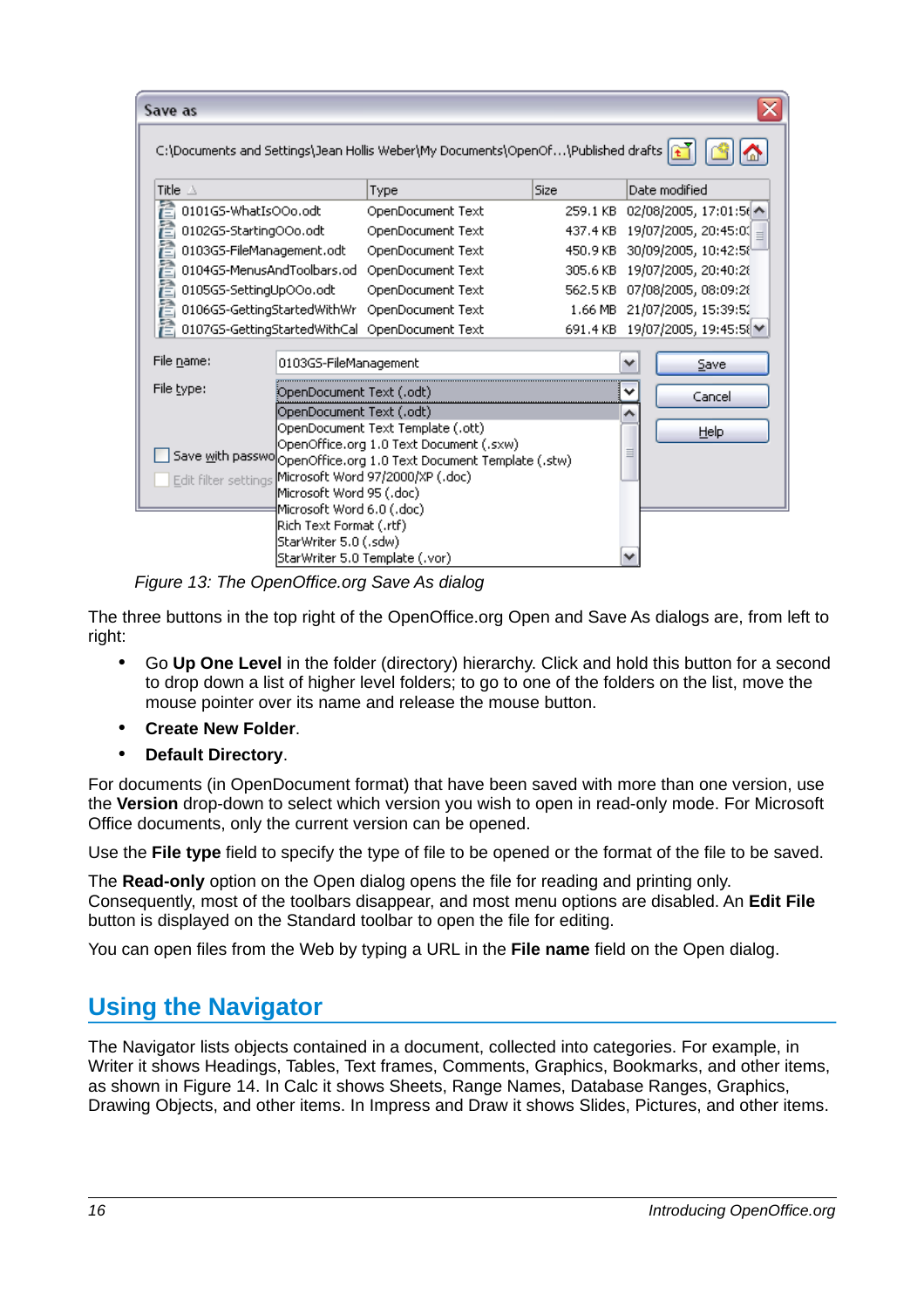*Figure 13: The OpenOffice.org Save As dialog*

The three buttons in the top right of the OpenOffice.org Open and Save As dialogs are, from left to right:

- Go **Up One Level** in the folder (directory) hierarchy. Click and hold this button for a second to drop down a list of higher level folders; to go to one of the folders on the list, move the mouse pointer over its name and release the mouse button.
- **Create New Folder**.
- **Default Directory**.

For documents (in OpenDocument format) that have been saved with more than one version, use the **Version** drop-down to select which version you wish to open in read-only mode. For Microsoft Office documents, only the current version can be opened.

Use the **File type** field to specify the type of file to be opened or the format of the file to be saved.

The **Read-only** option on the Open dialog opens the file for reading and printing only. Consequently, most of the toolbars disappear, and most menu options are disabled. An **Edit File** button is displayed on the Standard toolbar to open the file for editing.

You can open files from the Web by typing a URL in the **File name** field on the Open dialog.

## Using the Navigator

The Navigator lists objects contained in a document, collected into categories. For example, in Writer it shows Headings, Tables, Text frames, Comments, Graphics, Bookmarks, and other items, as shown in Figure 14. In Calc it shows Sheets, Range Names, Database Ranges, Graphics, Drawing Objects, and other items. In Impress and Draw it shows Slides, Pictures, and other items.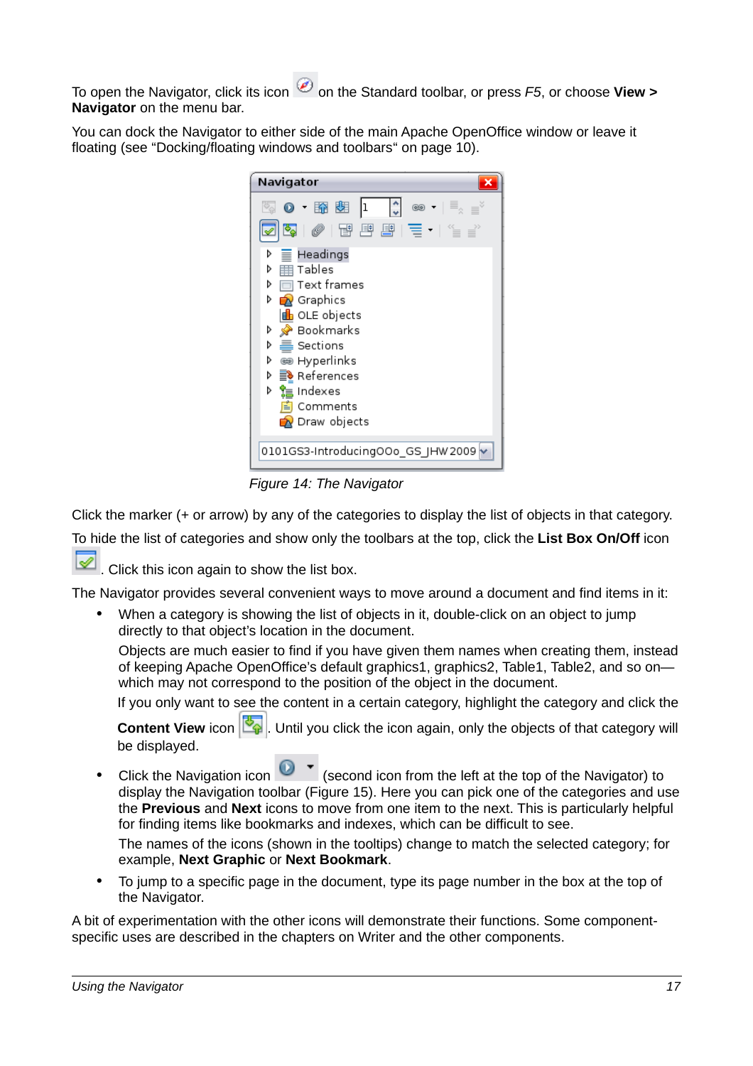To open the Navigator, click its icon on the Standard toolbar, or press *F5*, or choose **View > Navigator** on the menu bar.

You can dock the Navigator to either side of the main Apache OpenOffice window or leave it floating (see "Docking/floating windows and toolbars" on page 10).

*Figure 14: The Navigator*

Click the marker (+ or arrow) by any of the categories to display the list of objects in that category.

To hide the list of categories and show only the toolbars at the top, click the **List Box On/Off** icon . Click this icon again to show the list box.

The Navigator provides several convenient ways to move around a document and find items in it:

- When a category is showing the list of objects in it, double-click on an object to jump directly to that object's location in the document.

  Objects are much easier to find if you have given them names when creating them, instead of keeping Apache OpenOffice's default graphics1, graphics2, Table1, Table2, and so on—which may not correspond to the position of the object in the document.

  If you only want to see the content in a certain category, highlight the category and click the **Content View** icon . Until you click the icon again, only the objects of that category will be displayed.

- Click the Navigation icon (second icon from the left at the top of the Navigator) to display the Navigation toolbar (Figure 15). Here you can pick one of the categories and use the **Previous** and **Next** icons to move from one item to the next. This is particularly helpful for finding items like bookmarks and indexes, which can be difficult to see.

  The names of the icons (shown in the tooltips) change to match the selected category; for example, **Next Graphic** or **Next Bookmark**.

- To jump to a specific page in the document, type its page number in the box at the top of the Navigator.

A bit of experimentation with the other icons will demonstrate their functions. Some component-specific uses are described in the chapters on Writer and the other components.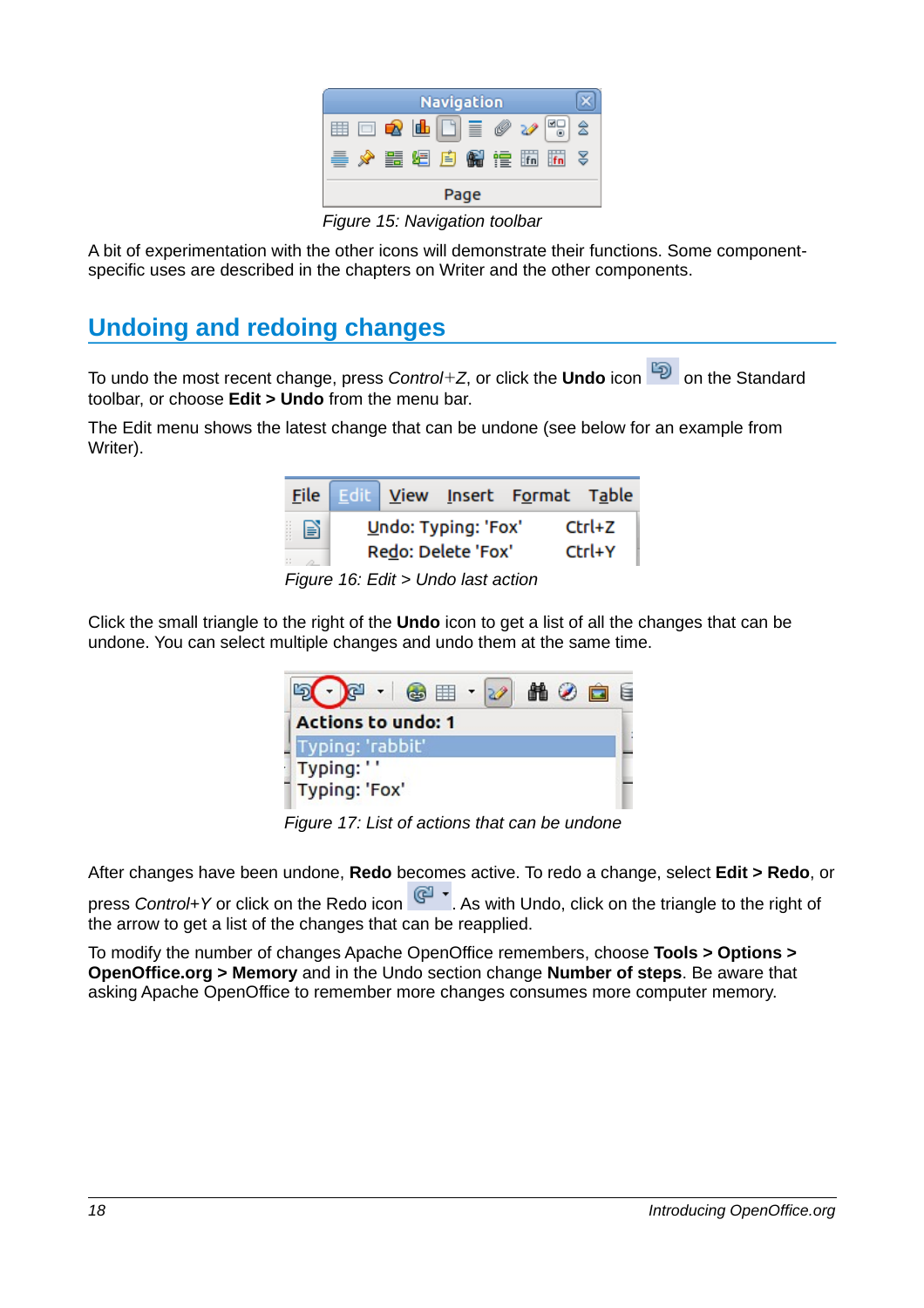Figure 15: Navigation toolbar

A bit of experimentation with the other icons will demonstrate their functions. Some component-specific uses are described in the chapters on Writer and the other components.

## Undoing and redoing changes

To undo the most recent change, press *Control+Z*, or click the **Undo** icon on the Standard toolbar, or choose **Edit > Undo** from the menu bar.

The Edit menu shows the latest change that can be undone (see below for an example from Writer).

Figure 16: Edit > Undo last action

Click the small triangle to the right of the **Undo** icon to get a list of all the changes that can be undone. You can select multiple changes and undo them at the same time.

Figure 17: List of actions that can be undone

After changes have been undone, **Redo** becomes active. To redo a change, select **Edit > Redo**, or press *Control+Y* or click on the Redo icon . As with Undo, click on the triangle to the right of the arrow to get a list of the changes that can be reapplied.

To modify the number of changes Apache OpenOffice remembers, choose **Tools > Options > OpenOffice.org > Memory** and in the Undo section change **Number of steps**. Be aware that asking Apache OpenOffice to remember more changes consumes more computer memory.